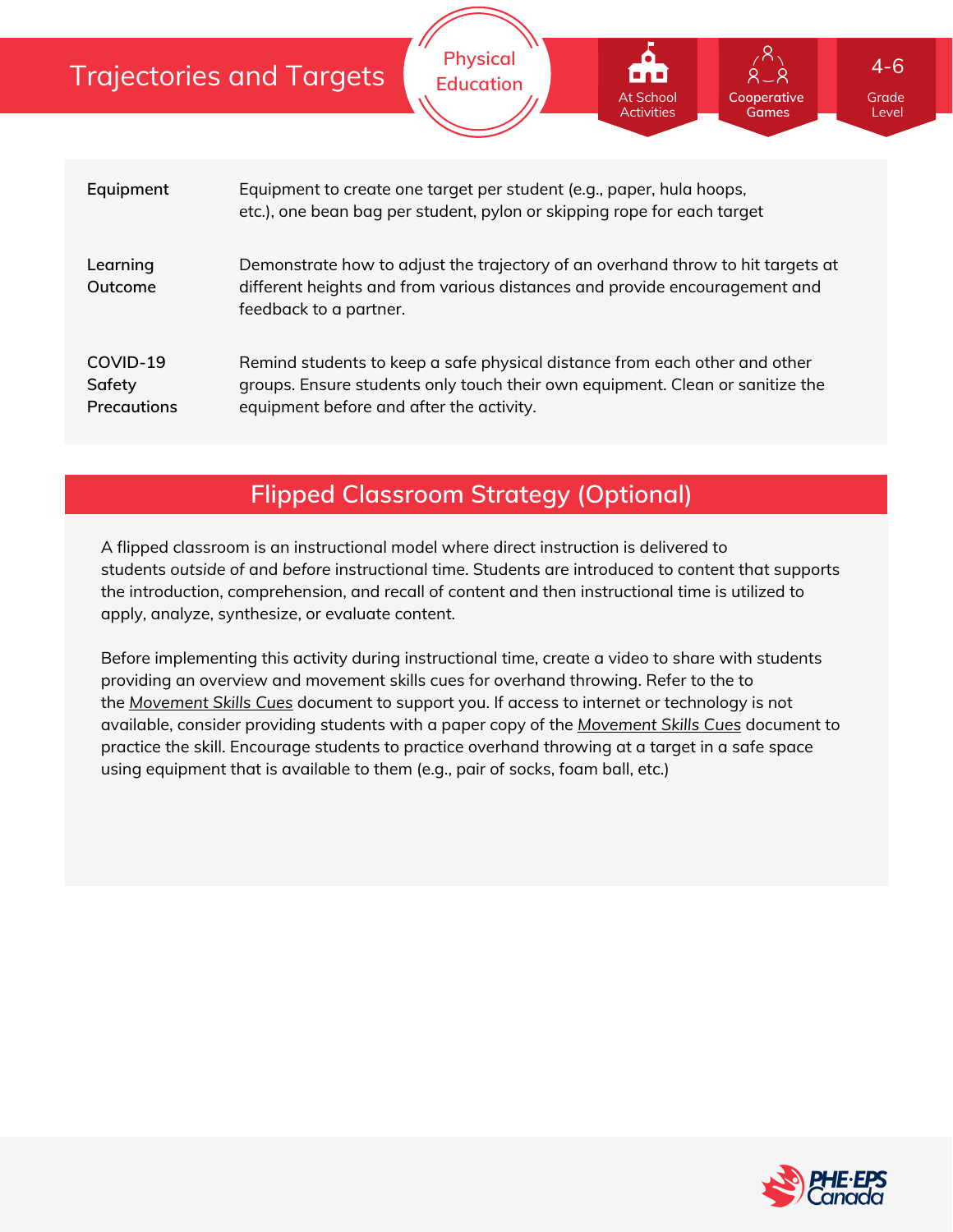# Trajectories and Targets

Physical Education

At School Activities | Cooperative Games | 4-6 Grade Level

| | |
|---|---|
| **Equipment** | Equipment to create one target per student (e.g., paper, hula hoops, etc.), one bean bag per student, pylon or skipping rope for each target |
| **Learning Outcome** | Demonstrate how to adjust the trajectory of an overhand throw to hit targets at different heights and from various distances and provide encouragement and feedback to a partner. |
| **COVID-19 Safety Precautions** | Remind students to keep a safe physical distance from each other and other groups. Ensure students only touch their own equipment. Clean or sanitize the equipment before and after the activity. |

## Flipped Classroom Strategy (Optional)

A flipped classroom is an instructional model where direct instruction is delivered to students *outside* of and *before* instructional time. Students are introduced to content that supports the introduction, comprehension, and recall of content and then instructional time is utilized to apply, analyze, synthesize, or evaluate content.

Before implementing this activity during instructional time, create a video to share with students providing an overview and movement skills cues for overhand throwing. Refer to the to the *Movement Skills Cues* document to support you. If access to internet or technology is not available, consider providing students with a paper copy of the *Movement Skills Cues* document to practice the skill. Encourage students to practice overhand throwing at a target in a safe space using equipment that is available to them (e.g., pair of socks, foam ball, etc.)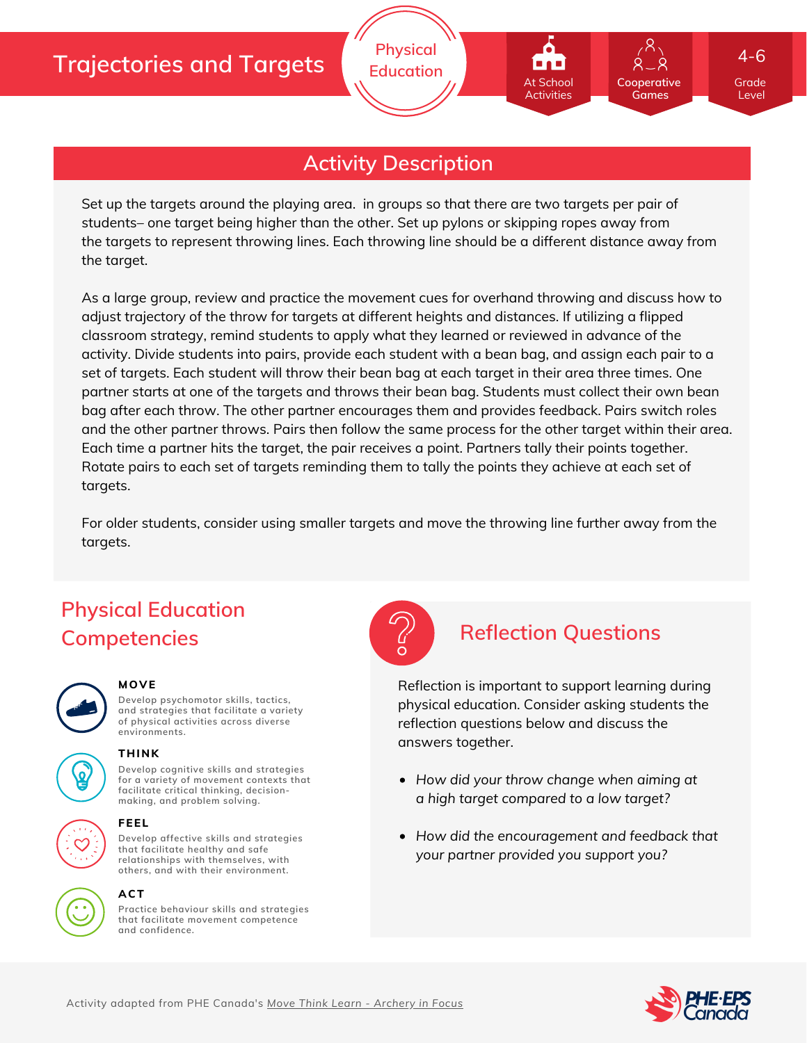# Trajectories and Targets

Physical Education

At School Activities | Cooperative Games | 4-6 Grade Level

## Activity Description

Set up the targets around the playing area.  in groups so that there are two targets per pair of students– one target being higher than the other. Set up pylons or skipping ropes away from the targets to represent throwing lines. Each throwing line should be a different distance away from the target.

As a large group, review and practice the movement cues for overhand throwing and discuss how to adjust trajectory of the throw for targets at different heights and distances. If utilizing a flipped classroom strategy, remind students to apply what they learned or reviewed in advance of the activity. Divide students into pairs, provide each student with a bean bag, and assign each pair to a set of targets. Each student will throw their bean bag at each target in their area three times. One partner starts at one of the targets and throws their bean bag. Students must collect their own bean bag after each throw. The other partner encourages them and provides feedback. Pairs switch roles and the other partner throws. Pairs then follow the same process for the other target within their area. Each time a partner hits the target, the pair receives a point. Partners tally their points together. Rotate pairs to each set of targets reminding them to tally the points they achieve at each set of targets.

For older students, consider using smaller targets and move the throwing line further away from the targets.

## Physical Education Competencies

**MOVE**
Develop psychomotor skills, tactics, and strategies that facilitate a variety of physical activities across diverse environments.

**THINK**
Develop cognitive skills and strategies for a variety of movement contexts that facilitate critical thinking, decision-making, and problem solving.

**FEEL**
Develop affective skills and strategies that facilitate healthy and safe relationships with themselves, with others, and with their environment.

**ACT**
Practice behaviour skills and strategies that facilitate movement competence and confidence.

## Reflection Questions

Reflection is important to support learning during physical education. Consider asking students the reflection questions below and discuss the answers together.

- *How did your throw change when aiming at a high target compared to a low target?*
- *How did the encouragement and feedback that your partner provided you support you?*

Activity adapted from PHE Canada's Move Think Learn - Archery in Focus

PHE·EPS Canada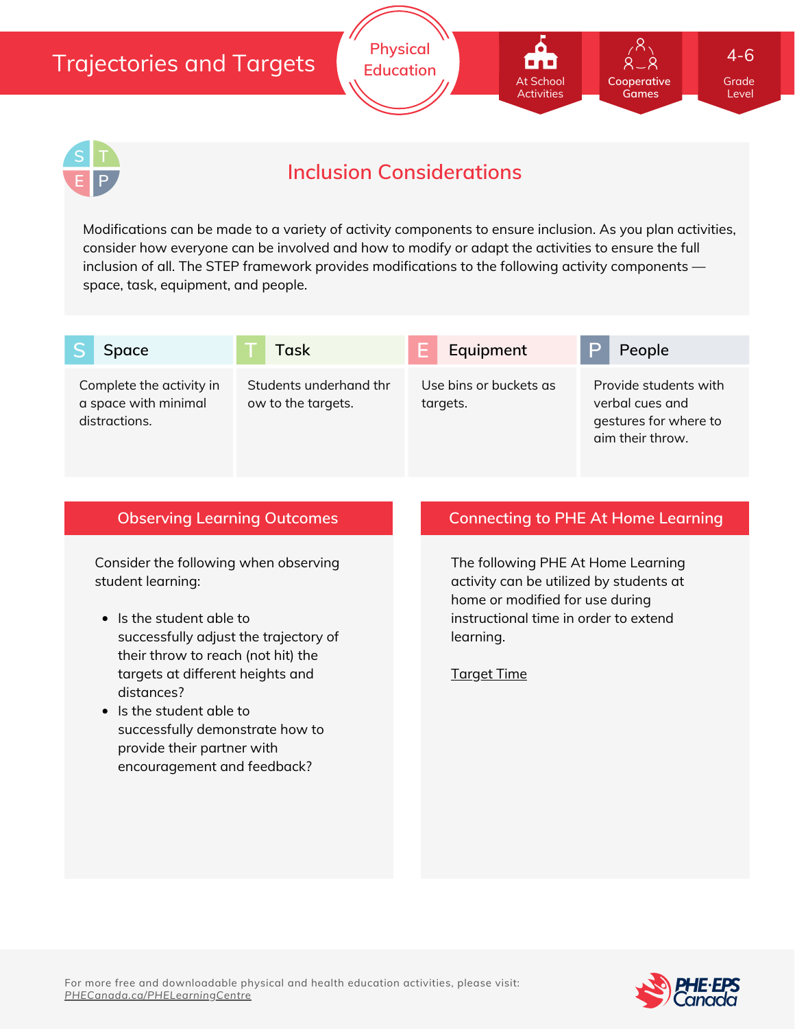# Trajectories and Targets

Physical Education

At School Activities | Cooperative Games | 4-6 Grade Level

## Inclusion Considerations

Modifications can be made to a variety of activity components to ensure inclusion. As you plan activities, consider how everyone can be involved and how to modify or adapt the activities to ensure the full inclusion of all. The STEP framework provides modifications to the following activity components — space, task, equipment, and people.

| S Space | T Task | E Equipment | P People |
|---|---|---|---|
| Complete the activity in a space with minimal distractions. | Students underhand throw to the targets. | Use bins or buckets as targets. | Provide students with verbal cues and gestures for where to aim their throw. |

## Observing Learning Outcomes

Consider the following when observing student learning:

- Is the student able to successfully adjust the trajectory of their throw to reach (not hit) the targets at different heights and distances?
- Is the student able to successfully demonstrate how to provide their partner with encouragement and feedback?

## Connecting to PHE At Home Learning

The following PHE At Home Learning activity can be utilized by students at home or modified for use during instructional time in order to extend learning.

Target Time

For more free and downloadable physical and health education activities, please visit: PHECanada.ca/PHELearningCentre